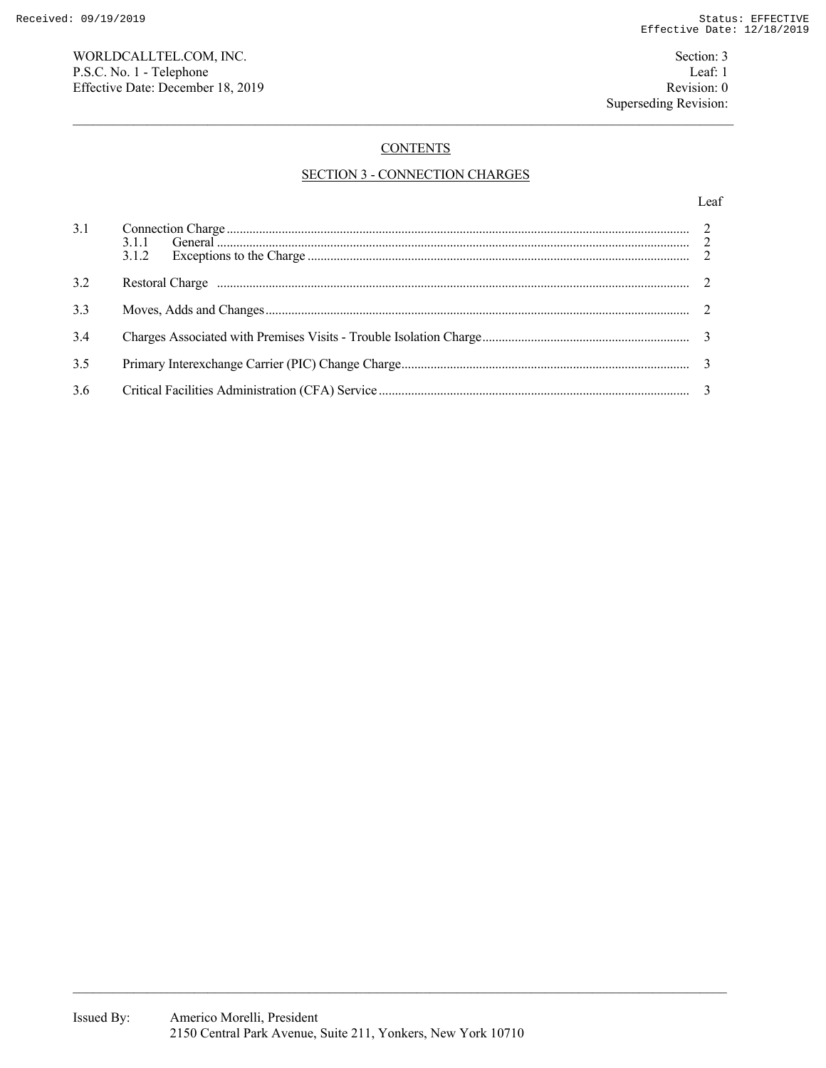WORLDCALLTEL.COM, INC.
P.S.C. No. 1 - Telephone
Effective Date: December 18, 2019

Section: 3
Leaf: 1
Revision: 0
Superseding Revision:

## CONTENTS

## SECTION 3 - CONNECTION CHARGES

| | | Leaf |
|---|---|---|
| 3.1 | Connection Charge | 2 |
| | 3.1.1 General | 2 |
| | 3.1.2 Exceptions to the Charge | 2 |
| 3.2 | Restoral Charge | 2 |
| 3.3 | Moves, Adds and Changes | 2 |
| 3.4 | Charges Associated with Premises Visits - Trouble Isolation Charge | 3 |
| 3.5 | Primary Interexchange Carrier (PIC) Change Charge | 3 |
| 3.6 | Critical Facilities Administration (CFA) Service | 3 |

Issued By: Americo Morelli, President
2150 Central Park Avenue, Suite 211, Yonkers, New York 10710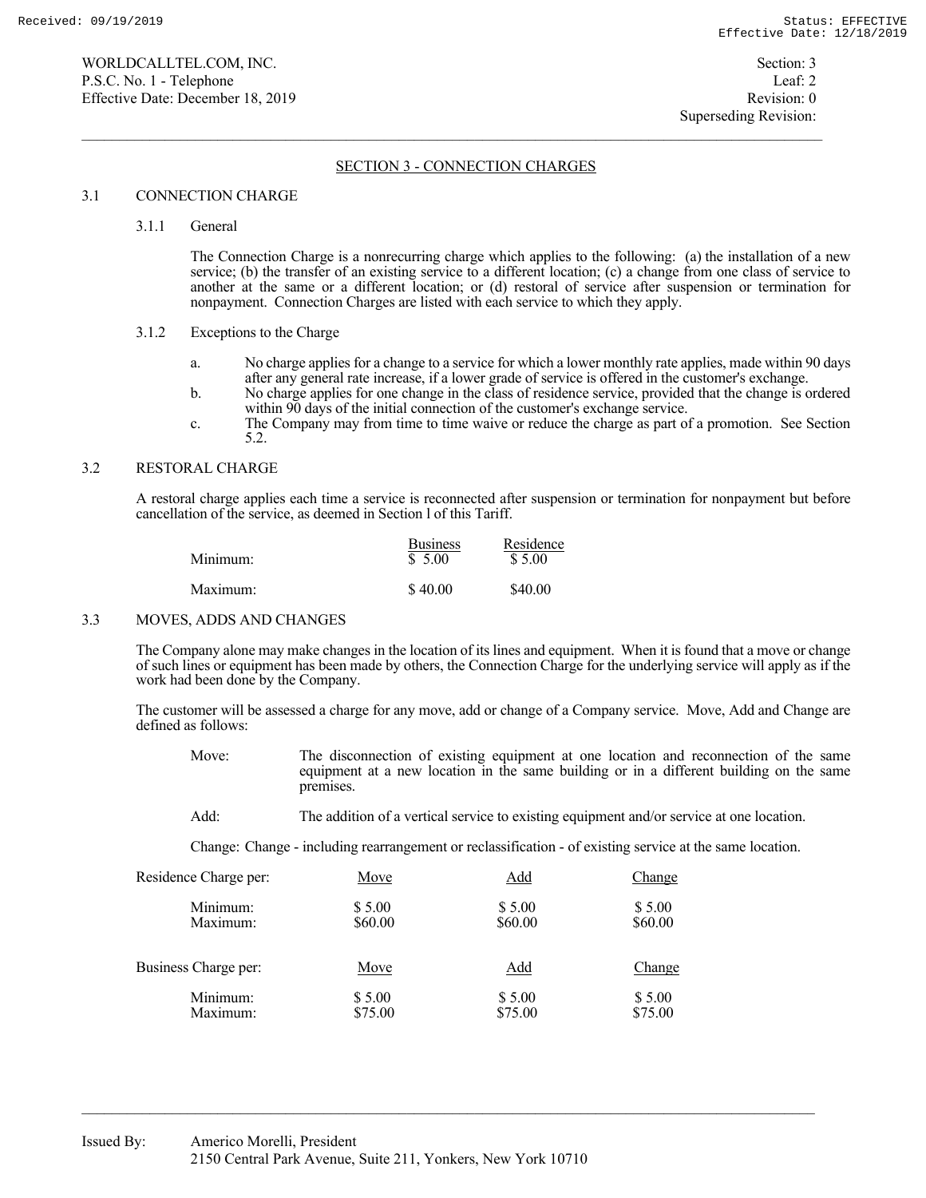WORLDCALLTEL.COM, INC.
P.S.C. No. 1 - Telephone
Effective Date: December 18, 2019

Section: 3
Leaf: 2
Revision: 0
Superseding Revision:

## SECTION 3 - CONNECTION CHARGES

### 3.1 CONNECTION CHARGE

#### 3.1.1 General

The Connection Charge is a nonrecurring charge which applies to the following: (a) the installation of a new service; (b) the transfer of an existing service to a different location; (c) a change from one class of service to another at the same or a different location; or (d) restoral of service after suspension or termination for nonpayment. Connection Charges are listed with each service to which they apply.

#### 3.1.2 Exceptions to the Charge

a. No charge applies for a change to a service for which a lower monthly rate applies, made within 90 days after any general rate increase, if a lower grade of service is offered in the customer's exchange.

b. No charge applies for one change in the class of residence service, provided that the change is ordered within 90 days of the initial connection of the customer's exchange service.

c. The Company may from time to time waive or reduce the charge as part of a promotion. See Section 5.2.

### 3.2 RESTORAL CHARGE

A restoral charge applies each time a service is reconnected after suspension or termination for nonpayment but before cancellation of the service, as deemed in Section l of this Tariff.

| | Business | Residence |
|---|---|---|
| Minimum: | $ 5.00 | $ 5.00 |
| Maximum: | $ 40.00 | $40.00 |

### 3.3 MOVES, ADDS AND CHANGES

The Company alone may make changes in the location of its lines and equipment. When it is found that a move or change of such lines or equipment has been made by others, the Connection Charge for the underlying service will apply as if the work had been done by the Company.

The customer will be assessed a charge for any move, add or change of a Company service. Move, Add and Change are defined as follows:

Move: The disconnection of existing equipment at one location and reconnection of the same equipment at a new location in the same building or in a different building on the same premises.

Add: The addition of a vertical service to existing equipment and/or service at one location.

Change: Change - including rearrangement or reclassification - of existing service at the same location.

| Residence Charge per: | Move | Add | Change |
|---|---|---|---|
| Minimum: | $ 5.00 | $ 5.00 | $ 5.00 |
| Maximum: | $60.00 | $60.00 | $60.00 |

| Business Charge per: | Move | Add | Change |
|---|---|---|---|
| Minimum: | $ 5.00 | $ 5.00 | $ 5.00 |
| Maximum: | $75.00 | $75.00 | $75.00 |

Issued By: Americo Morelli, President
2150 Central Park Avenue, Suite 211, Yonkers, New York 10710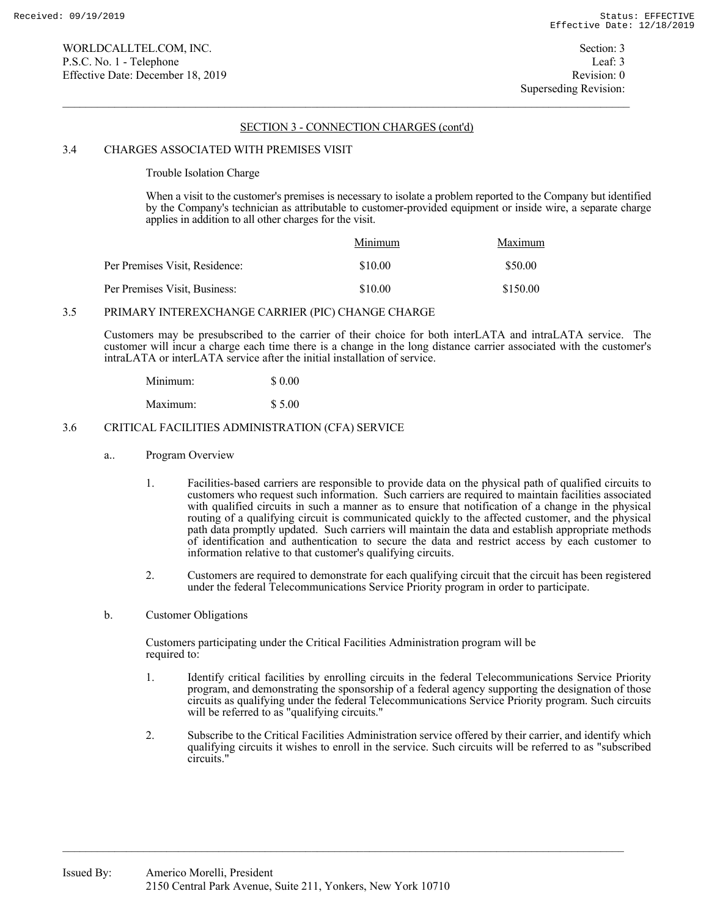## SECTION 3 - CONNECTION CHARGES (cont'd)

### 3.4 CHARGES ASSOCIATED WITH PREMISES VISIT

Trouble Isolation Charge

When a visit to the customer's premises is necessary to isolate a problem reported to the Company but identified by the Company's technician as attributable to customer-provided equipment or inside wire, a separate charge applies in addition to all other charges for the visit.

| | Minimum | Maximum |
|---|---|---|
| Per Premises Visit, Residence: | $10.00 | $50.00 |
| Per Premises Visit, Business: | $10.00 | $150.00 |

### 3.5 PRIMARY INTEREXCHANGE CARRIER (PIC) CHANGE CHARGE

Customers may be presubscribed to the carrier of their choice for both interLATA and intraLATA service. The customer will incur a charge each time there is a change in the long distance carrier associated with the customer's intraLATA or interLATA service after the initial installation of service.

| | |
|---|---|
| Minimum: | $ 0.00 |
| Maximum: | $ 5.00 |

### 3.6 CRITICAL FACILITIES ADMINISTRATION (CFA) SERVICE

a.. Program Overview

1. Facilities-based carriers are responsible to provide data on the physical path of qualified circuits to customers who request such information. Such carriers are required to maintain facilities associated with qualified circuits in such a manner as to ensure that notification of a change in the physical routing of a qualifying circuit is communicated quickly to the affected customer, and the physical path data promptly updated. Such carriers will maintain the data and establish appropriate methods of identification and authentication to secure the data and restrict access by each customer to information relative to that customer's qualifying circuits.

2. Customers are required to demonstrate for each qualifying circuit that the circuit has been registered under the federal Telecommunications Service Priority program in order to participate.

b. Customer Obligations

Customers participating under the Critical Facilities Administration program will be required to:

1. Identify critical facilities by enrolling circuits in the federal Telecommunications Service Priority program, and demonstrating the sponsorship of a federal agency supporting the designation of those circuits as qualifying under the federal Telecommunications Service Priority program. Such circuits will be referred to as "qualifying circuits."

2. Subscribe to the Critical Facilities Administration service offered by their carrier, and identify which qualifying circuits it wishes to enroll in the service. Such circuits will be referred to as "subscribed circuits."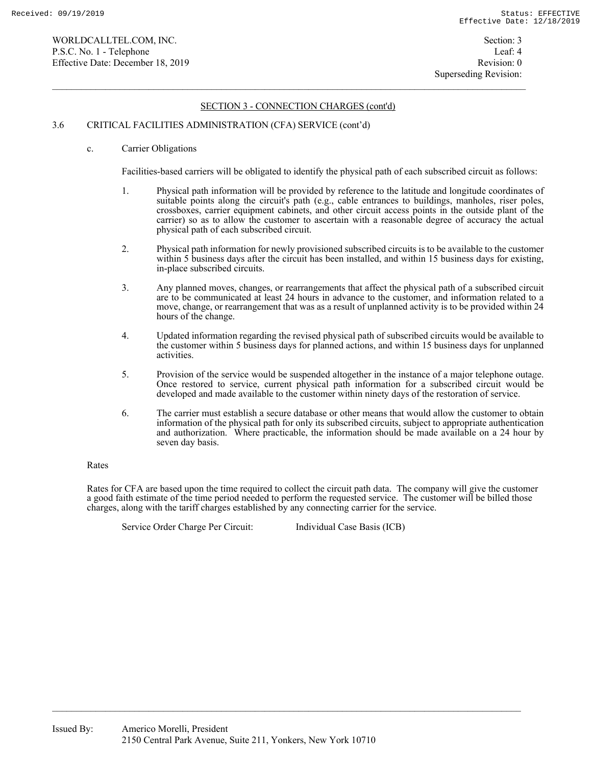## SECTION 3 - CONNECTION CHARGES (cont'd)

### 3.6 CRITICAL FACILITIES ADMINISTRATION (CFA) SERVICE (cont'd)

c. Carrier Obligations

Facilities-based carriers will be obligated to identify the physical path of each subscribed circuit as follows:

1. Physical path information will be provided by reference to the latitude and longitude coordinates of suitable points along the circuit's path (e.g., cable entrances to buildings, manholes, riser poles, crossboxes, carrier equipment cabinets, and other circuit access points in the outside plant of the carrier) so as to allow the customer to ascertain with a reasonable degree of accuracy the actual physical path of each subscribed circuit.

2. Physical path information for newly provisioned subscribed circuits is to be available to the customer within 5 business days after the circuit has been installed, and within 15 business days for existing, in-place subscribed circuits.

3. Any planned moves, changes, or rearrangements that affect the physical path of a subscribed circuit are to be communicated at least 24 hours in advance to the customer, and information related to a move, change, or rearrangement that was as a result of unplanned activity is to be provided within 24 hours of the change.

4. Updated information regarding the revised physical path of subscribed circuits would be available to the customer within 5 business days for planned actions, and within 15 business days for unplanned activities.

5. Provision of the service would be suspended altogether in the instance of a major telephone outage. Once restored to service, current physical path information for a subscribed circuit would be developed and made available to the customer within ninety days of the restoration of service.

6. The carrier must establish a secure database or other means that would allow the customer to obtain information of the physical path for only its subscribed circuits, subject to appropriate authentication and authorization. Where practicable, the information should be made available on a 24 hour by seven day basis.

Rates

Rates for CFA are based upon the time required to collect the circuit path data. The company will give the customer a good faith estimate of the time period needed to perform the requested service. The customer will be billed those charges, along with the tariff charges established by any connecting carrier for the service.

Service Order Charge Per Circuit: Individual Case Basis (ICB)